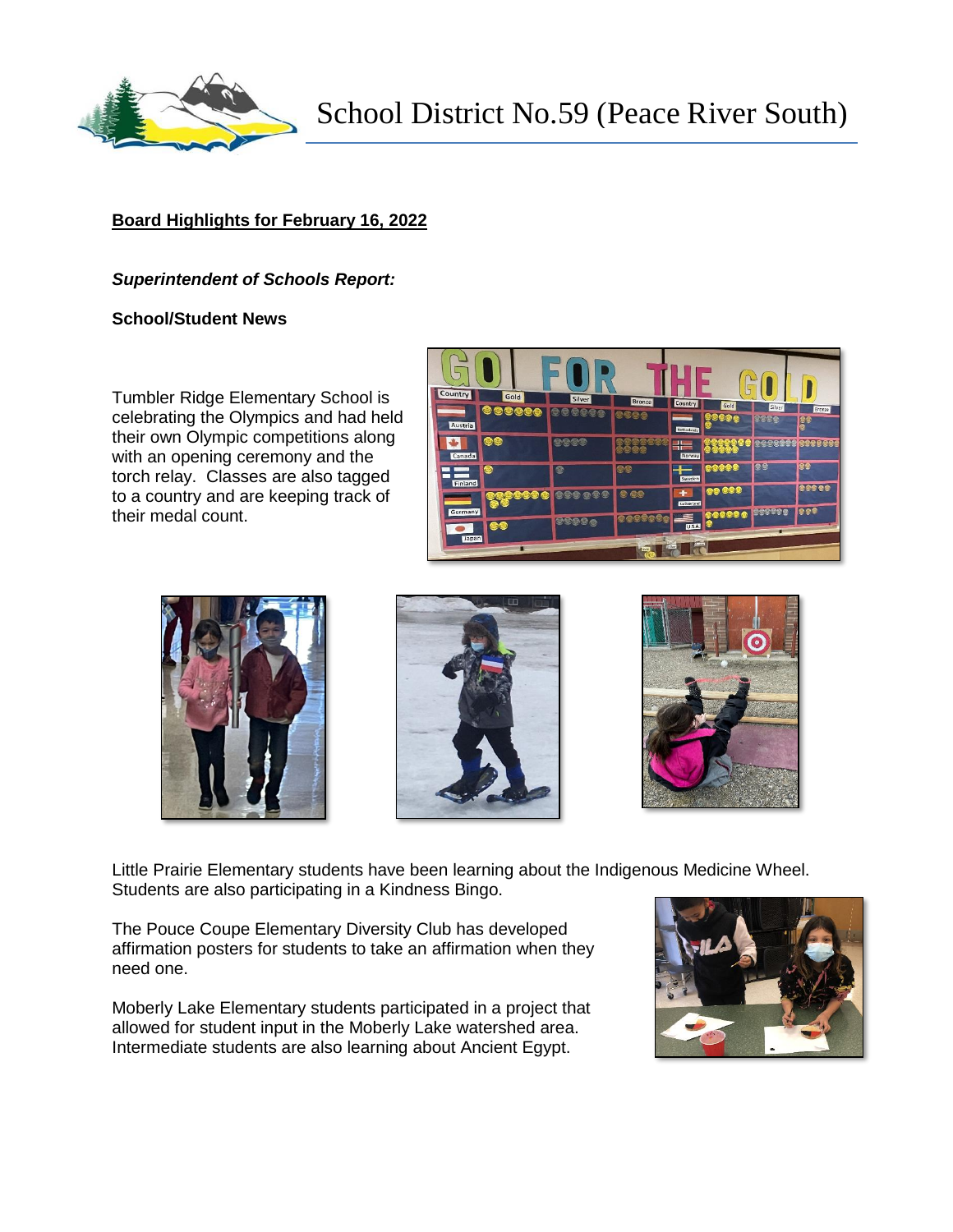# School District No.59 (Peace River South)

**Board Highlights for February 16, 2022**

***Superintendent of Schools Report:***

**School/Student News**

Tumbler Ridge Elementary School is celebrating the Olympics and had held their own Olympic competitions along with an opening ceremony and the torch relay. Classes are also tagged to a country and are keeping track of their medal count.

Little Prairie Elementary students have been learning about the Indigenous Medicine Wheel. Students are also participating in a Kindness Bingo.

The Pouce Coupe Elementary Diversity Club has developed affirmation posters for students to take an affirmation when they need one.

Moberly Lake Elementary students participated in a project that allowed for student input in the Moberly Lake watershed area. Intermediate students are also learning about Ancient Egypt.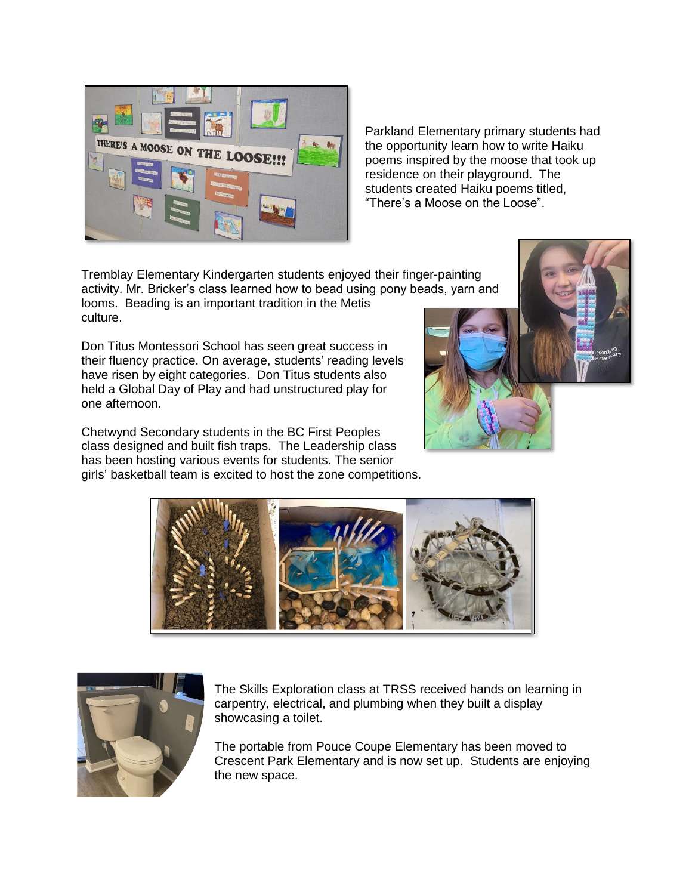Parkland Elementary primary students had the opportunity learn how to write Haiku poems inspired by the moose that took up residence on their playground. The students created Haiku poems titled, "There's a Moose on the Loose".

Tremblay Elementary Kindergarten students enjoyed their finger-painting activity. Mr. Bricker's class learned how to bead using pony beads, yarn and looms. Beading is an important tradition in the Metis culture.

Don Titus Montessori School has seen great success in their fluency practice. On average, students' reading levels have risen by eight categories. Don Titus students also held a Global Day of Play and had unstructured play for one afternoon.

Chetwynd Secondary students in the BC First Peoples class designed and built fish traps. The Leadership class has been hosting various events for students. The senior girls' basketball team is excited to host the zone competitions.

The Skills Exploration class at TRSS received hands on learning in carpentry, electrical, and plumbing when they built a display showcasing a toilet.

The portable from Pouce Coupe Elementary has been moved to Crescent Park Elementary and is now set up. Students are enjoying the new space.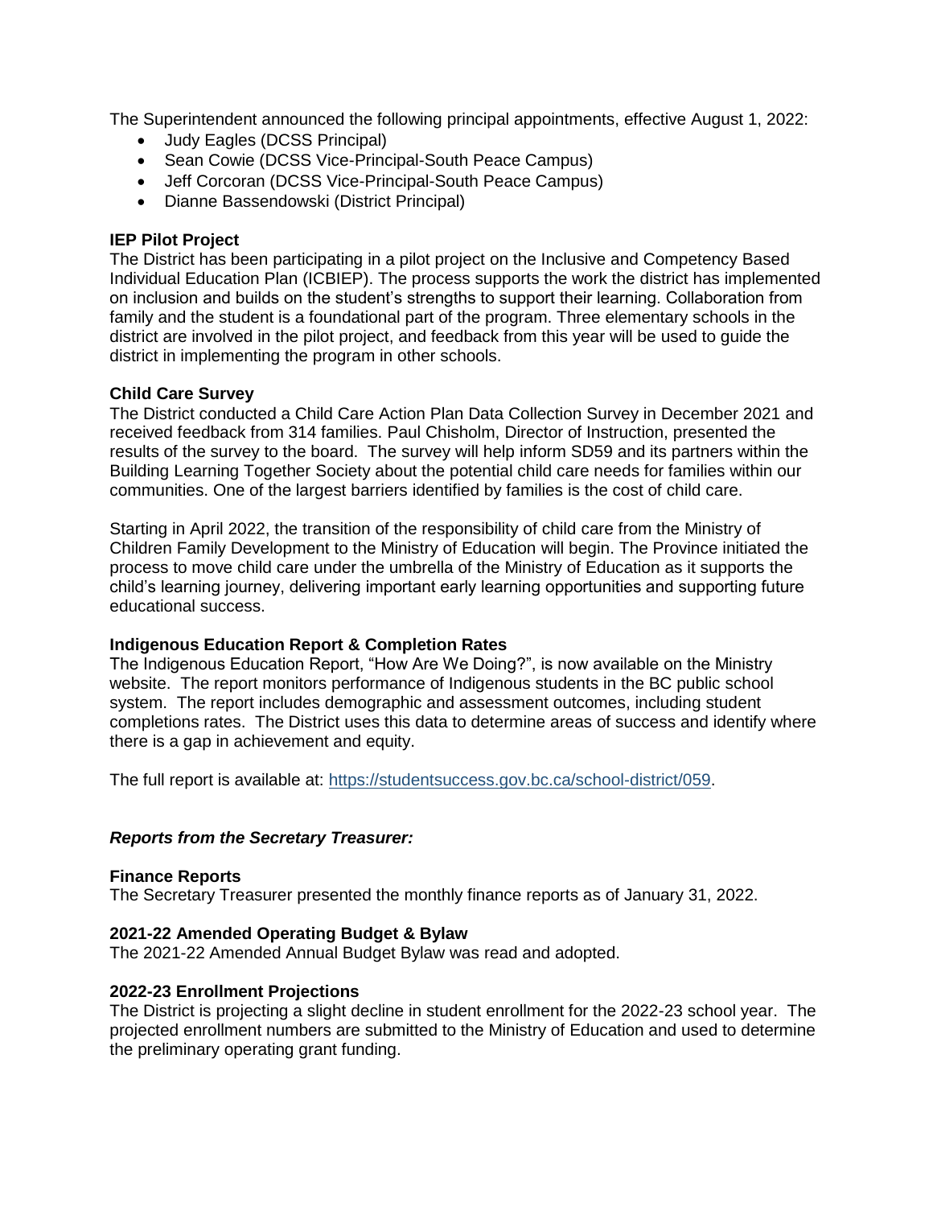The Superintendent announced the following principal appointments, effective August 1, 2022:

- Judy Eagles (DCSS Principal)
- Sean Cowie (DCSS Vice-Principal-South Peace Campus)
- Jeff Corcoran (DCSS Vice-Principal-South Peace Campus)
- Dianne Bassendowski (District Principal)

**IEP Pilot Project**

The District has been participating in a pilot project on the Inclusive and Competency Based Individual Education Plan (ICBIEP). The process supports the work the district has implemented on inclusion and builds on the student's strengths to support their learning. Collaboration from family and the student is a foundational part of the program. Three elementary schools in the district are involved in the pilot project, and feedback from this year will be used to guide the district in implementing the program in other schools.

**Child Care Survey**

The District conducted a Child Care Action Plan Data Collection Survey in December 2021 and received feedback from 314 families. Paul Chisholm, Director of Instruction, presented the results of the survey to the board. The survey will help inform SD59 and its partners within the Building Learning Together Society about the potential child care needs for families within our communities. One of the largest barriers identified by families is the cost of child care.

Starting in April 2022, the transition of the responsibility of child care from the Ministry of Children Family Development to the Ministry of Education will begin. The Province initiated the process to move child care under the umbrella of the Ministry of Education as it supports the child's learning journey, delivering important early learning opportunities and supporting future educational success.

**Indigenous Education Report & Completion Rates**

The Indigenous Education Report, "How Are We Doing?", is now available on the Ministry website. The report monitors performance of Indigenous students in the BC public school system. The report includes demographic and assessment outcomes, including student completions rates. The District uses this data to determine areas of success and identify where there is a gap in achievement and equity.

The full report is available at: https://studentsuccess.gov.bc.ca/school-district/059.

***Reports from the Secretary Treasurer:***

**Finance Reports**

The Secretary Treasurer presented the monthly finance reports as of January 31, 2022.

**2021-22 Amended Operating Budget & Bylaw**

The 2021-22 Amended Annual Budget Bylaw was read and adopted.

**2022-23 Enrollment Projections**

The District is projecting a slight decline in student enrollment for the 2022-23 school year. The projected enrollment numbers are submitted to the Ministry of Education and used to determine the preliminary operating grant funding.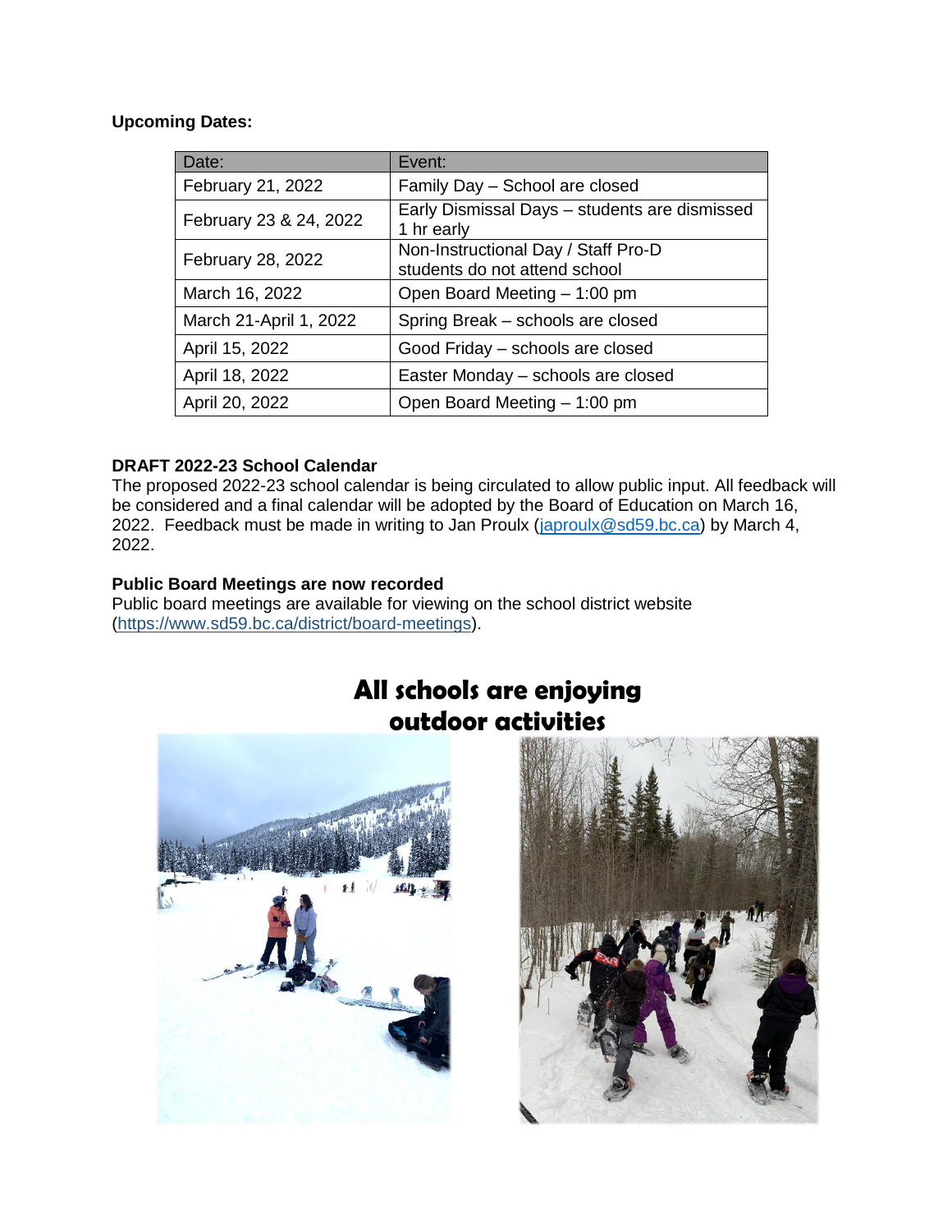**Upcoming Dates:**

| Date: | Event: |
| --- | --- |
| February 21, 2022 | Family Day – School are closed |
| February 23 & 24, 2022 | Early Dismissal Days – students are dismissed 1 hr early |
| February 28, 2022 | Non-Instructional Day / Staff Pro-D students do not attend school |
| March 16, 2022 | Open Board Meeting – 1:00 pm |
| March 21-April 1, 2022 | Spring Break – schools are closed |
| April 15, 2022 | Good Friday – schools are closed |
| April 18, 2022 | Easter Monday – schools are closed |
| April 20, 2022 | Open Board Meeting – 1:00 pm |

**DRAFT 2022-23 School Calendar**

The proposed 2022-23 school calendar is being circulated to allow public input. All feedback will be considered and a final calendar will be adopted by the Board of Education on March 16, 2022. Feedback must be made in writing to Jan Proulx (japroulx@sd59.bc.ca) by March 4, 2022.

**Public Board Meetings are now recorded**

Public board meetings are available for viewing on the school district website (https://www.sd59.bc.ca/district/board-meetings).

## All schools are enjoying outdoor activities